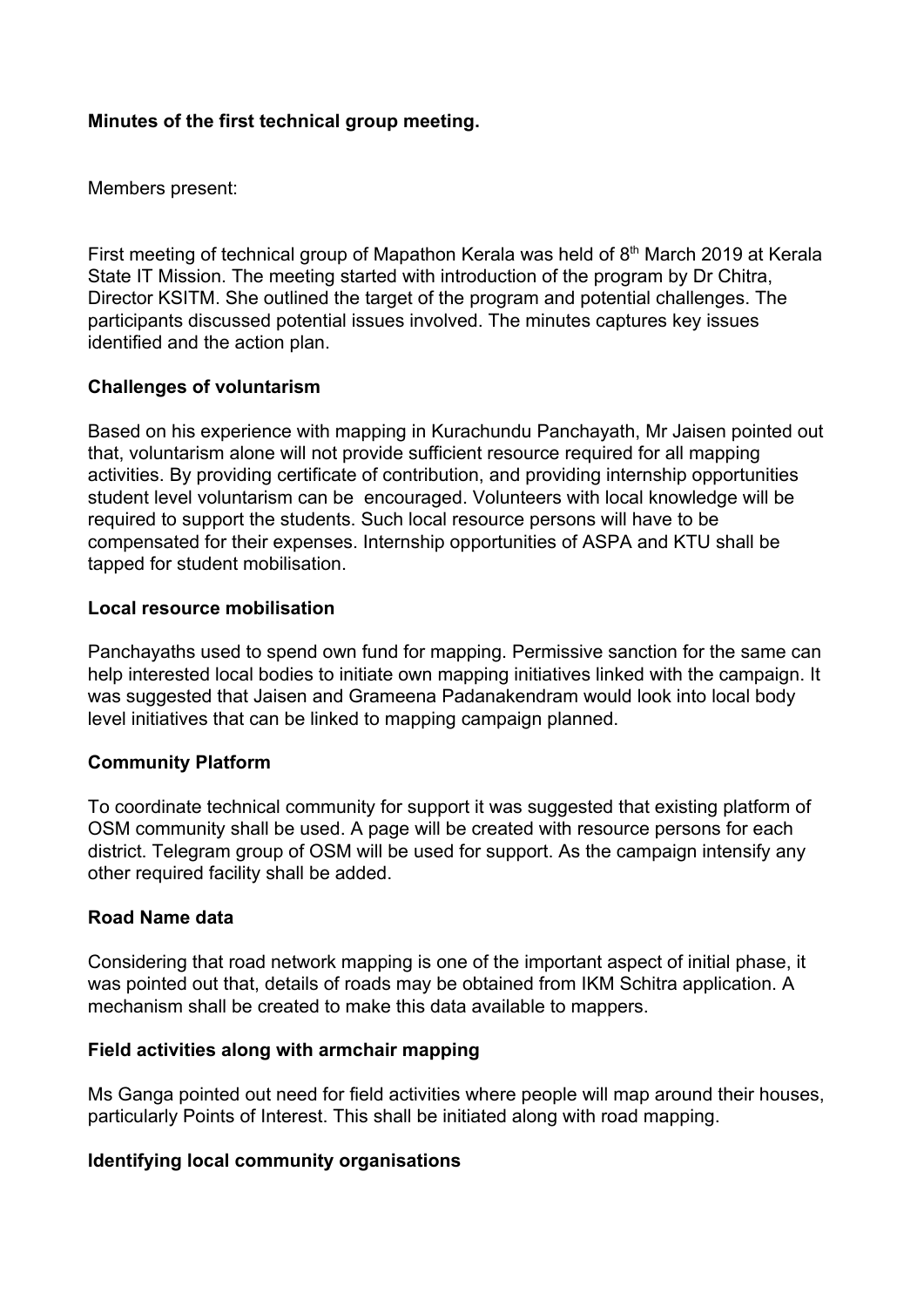**Minutes of the first technical group meeting.**

Members present:

First meeting of technical group of Mapathon Kerala was held of 8th March 2019 at Kerala State IT Mission. The meeting started with introduction of the program by Dr Chitra, Director KSITM. She outlined the target of the program and potential challenges. The participants discussed potential issues involved. The minutes captures key issues identified and the action plan.

**Challenges of voluntarism**

Based on his experience with mapping in Kurachundu Panchayath, Mr Jaisen pointed out that, voluntarism alone will not provide sufficient resource required for all mapping activities. By providing certificate of contribution, and providing internship opportunities student level voluntarism can be encouraged. Volunteers with local knowledge will be required to support the students. Such local resource persons will have to be compensated for their expenses. Internship opportunities of ASPA and KTU shall be tapped for student mobilisation.

**Local resource mobilisation**

Panchayaths used to spend own fund for mapping. Permissive sanction for the same can help interested local bodies to initiate own mapping initiatives linked with the campaign. It was suggested that Jaisen and Grameena Padanakendram would look into local body level initiatives that can be linked to mapping campaign planned.

**Community Platform**

To coordinate technical community for support it was suggested that existing platform of OSM community shall be used. A page will be created with resource persons for each district. Telegram group of OSM will be used for support. As the campaign intensify any other required facility shall be added.

**Road Name data**

Considering that road network mapping is one of the important aspect of initial phase, it was pointed out that, details of roads may be obtained from IKM Schitra application. A mechanism shall be created to make this data available to mappers.

**Field activities along with armchair mapping**

Ms Ganga pointed out need for field activities where people will map around their houses, particularly Points of Interest. This shall be initiated along with road mapping.

**Identifying local community organisations**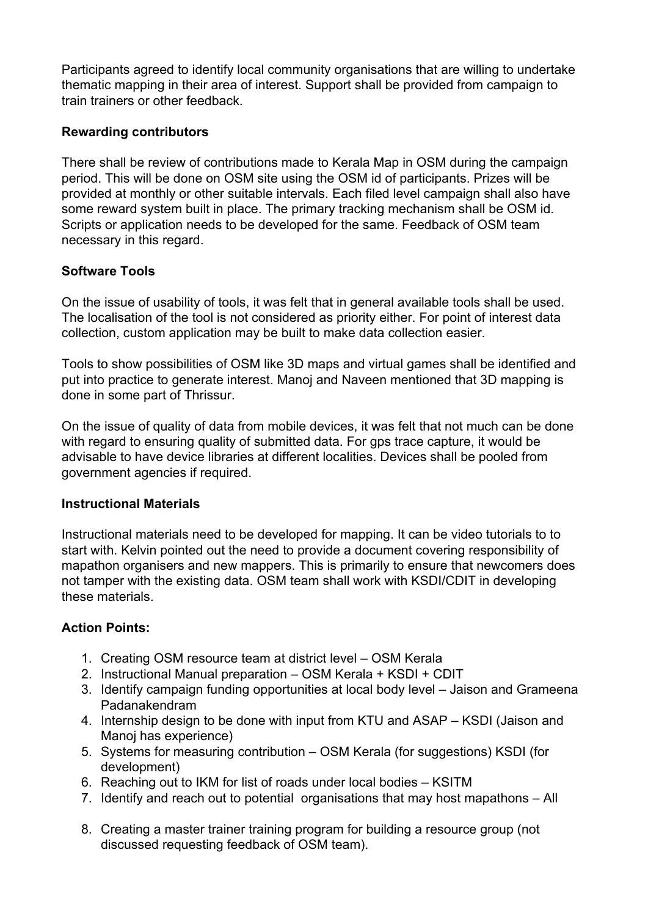Participants agreed to identify local community organisations that are willing to undertake thematic mapping in their area of interest. Support shall be provided from campaign to train trainers or other feedback.

**Rewarding contributors**

There shall be review of contributions made to Kerala Map in OSM during the campaign period. This will be done on OSM site using the OSM id of participants. Prizes will be provided at monthly or other suitable intervals. Each filed level campaign shall also have some reward system built in place. The primary tracking mechanism shall be OSM id. Scripts or application needs to be developed for the same. Feedback of OSM team necessary in this regard.

**Software Tools**

On the issue of usability of tools, it was felt that in general available tools shall be used. The localisation of the tool is not considered as priority either. For point of interest data collection, custom application may be built to make data collection easier.

Tools to show possibilities of OSM like 3D maps and virtual games shall be identified and put into practice to generate interest. Manoj and Naveen mentioned that 3D mapping is done in some part of Thrissur.

On the issue of quality of data from mobile devices, it was felt that not much can be done with regard to ensuring quality of submitted data. For gps trace capture, it would be advisable to have device libraries at different localities. Devices shall be pooled from government agencies if required.

**Instructional Materials**

Instructional materials need to be developed for mapping. It can be video tutorials to to start with. Kelvin pointed out the need to provide a document covering responsibility of mapathon organisers and new mappers. This is primarily to ensure that newcomers does not tamper with the existing data. OSM team shall work with KSDI/CDIT in developing these materials.

**Action Points:**

1. Creating OSM resource team at district level – OSM Kerala
2. Instructional Manual preparation – OSM Kerala + KSDI + CDIT
3. Identify campaign funding opportunities at local body level – Jaison and Grameena Padanakendram
4. Internship design to be done with input from KTU and ASAP – KSDI (Jaison and Manoj has experience)
5. Systems for measuring contribution – OSM Kerala (for suggestions) KSDI (for development)
6. Reaching out to IKM for list of roads under local bodies – KSITM
7. Identify and reach out to potential organisations that may host mapathons – All
8. Creating a master trainer training program for building a resource group (not discussed requesting feedback of OSM team).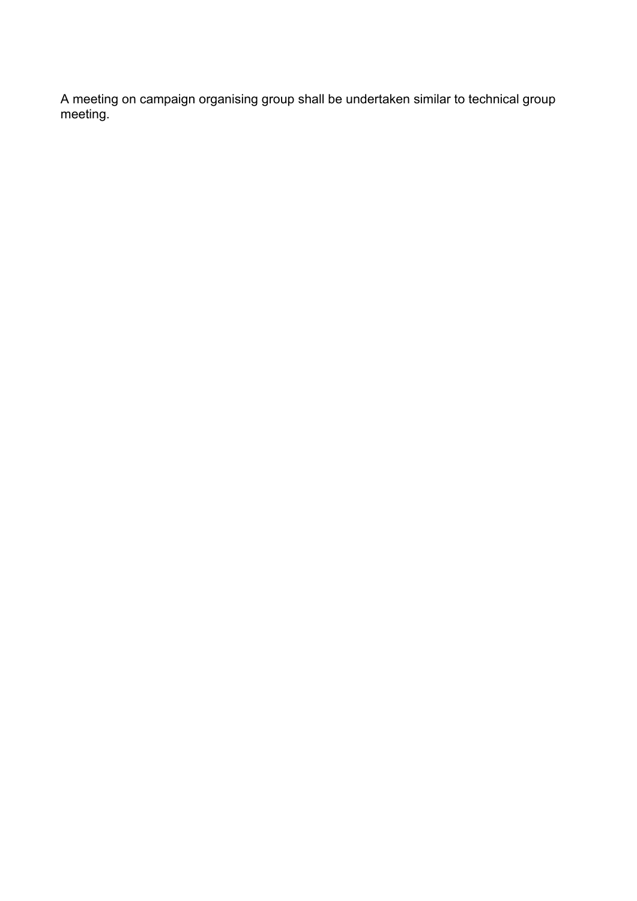A meeting on campaign organising group shall be undertaken similar to technical group meeting.